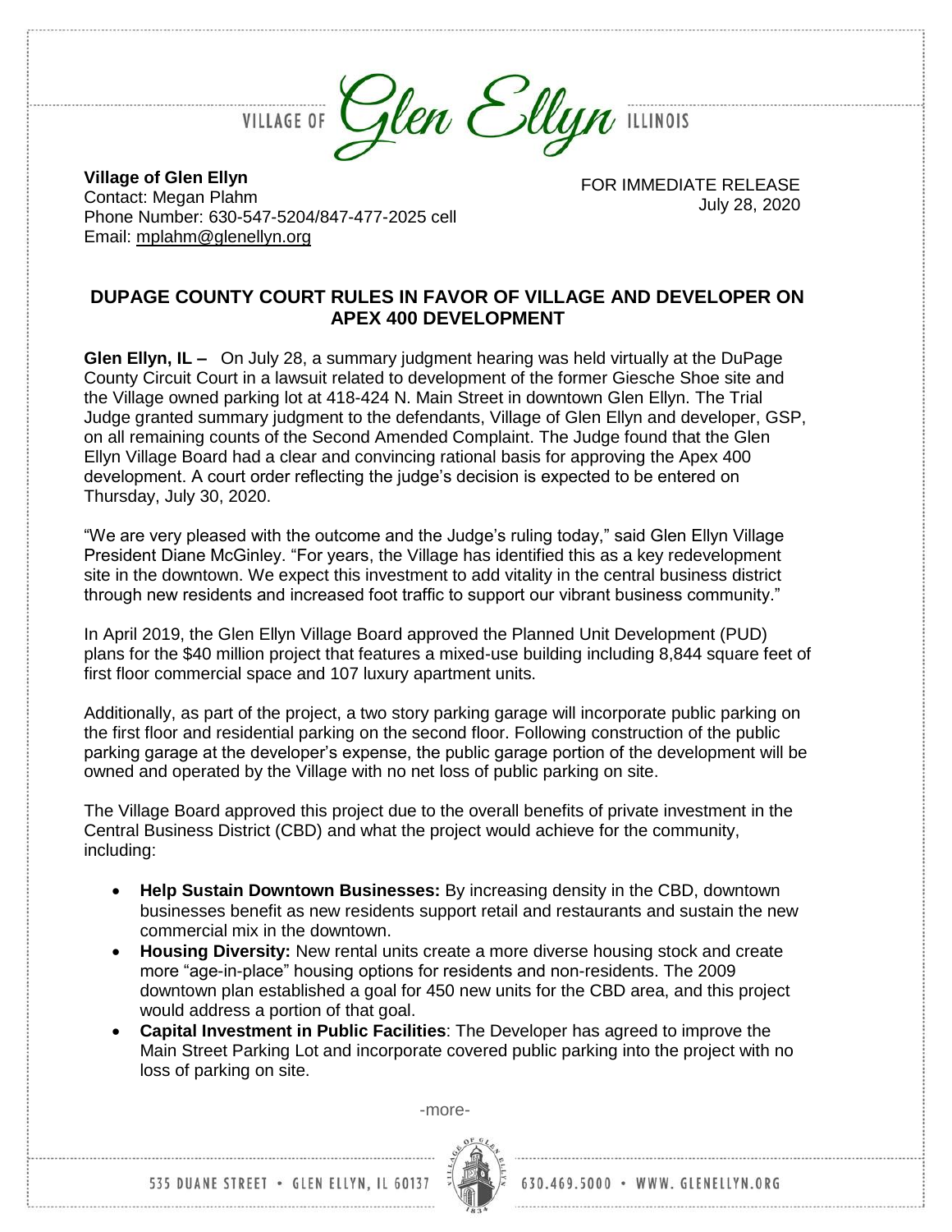VILLAGE OF Glen Ellyn ILLINOIS

**Village of Glen Ellyn**
Contact: Megan Plahm
Phone Number: 630-547-5204/847-477-2025 cell
Email: mplahm@glenellyn.org

FOR IMMEDIATE RELEASE
July 28, 2020

## DUPAGE COUNTY COURT RULES IN FAVOR OF VILLAGE AND DEVELOPER ON APEX 400 DEVELOPMENT

**Glen Ellyn, IL –** On July 28, a summary judgment hearing was held virtually at the DuPage County Circuit Court in a lawsuit related to development of the former Giesche Shoe site and the Village owned parking lot at 418-424 N. Main Street in downtown Glen Ellyn. The Trial Judge granted summary judgment to the defendants, Village of Glen Ellyn and developer, GSP, on all remaining counts of the Second Amended Complaint. The Judge found that the Glen Ellyn Village Board had a clear and convincing rational basis for approving the Apex 400 development. A court order reflecting the judge's decision is expected to be entered on Thursday, July 30, 2020.

"We are very pleased with the outcome and the Judge's ruling today," said Glen Ellyn Village President Diane McGinley. "For years, the Village has identified this as a key redevelopment site in the downtown. We expect this investment to add vitality in the central business district through new residents and increased foot traffic to support our vibrant business community."

In April 2019, the Glen Ellyn Village Board approved the Planned Unit Development (PUD) plans for the $40 million project that features a mixed-use building including 8,844 square feet of first floor commercial space and 107 luxury apartment units.

Additionally, as part of the project, a two story parking garage will incorporate public parking on the first floor and residential parking on the second floor. Following construction of the public parking garage at the developer's expense, the public garage portion of the development will be owned and operated by the Village with no net loss of public parking on site.

The Village Board approved this project due to the overall benefits of private investment in the Central Business District (CBD) and what the project would achieve for the community, including:

- **Help Sustain Downtown Businesses:** By increasing density in the CBD, downtown businesses benefit as new residents support retail and restaurants and sustain the new commercial mix in the downtown.
- **Housing Diversity:** New rental units create a more diverse housing stock and create more "age-in-place" housing options for residents and non-residents. The 2009 downtown plan established a goal for 450 new units for the CBD area, and this project would address a portion of that goal.
- **Capital Investment in Public Facilities**: The Developer has agreed to improve the Main Street Parking Lot and incorporate covered public parking into the project with no loss of parking on site.

-more-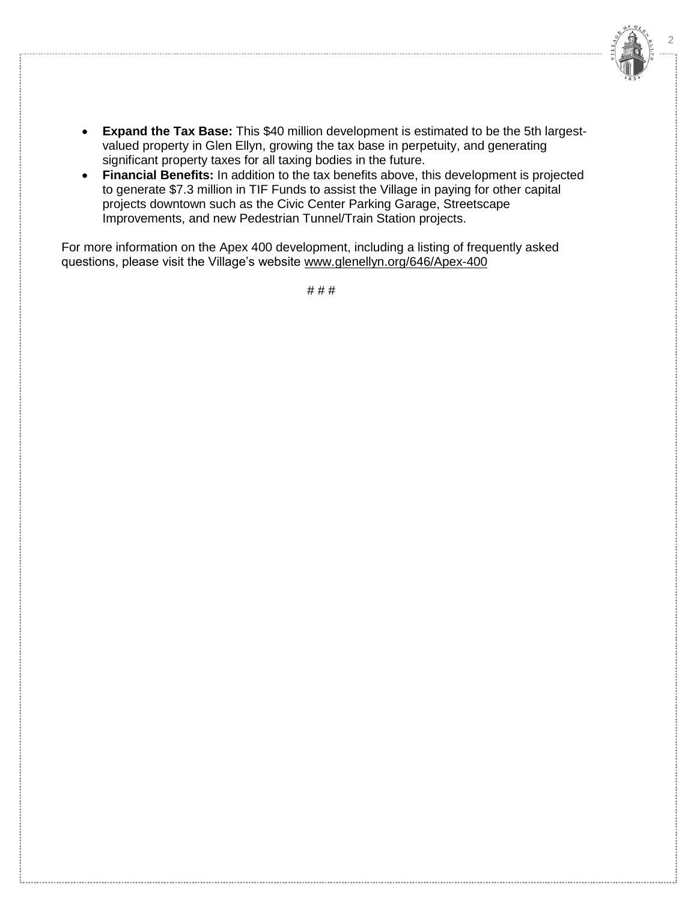- **Expand the Tax Base:** This $40 million development is estimated to be the 5th largest-valued property in Glen Ellyn, growing the tax base in perpetuity, and generating significant property taxes for all taxing bodies in the future.
- **Financial Benefits:** In addition to the tax benefits above, this development is projected to generate $7.3 million in TIF Funds to assist the Village in paying for other capital projects downtown such as the Civic Center Parking Garage, Streetscape Improvements, and new Pedestrian Tunnel/Train Station projects.

For more information on the Apex 400 development, including a listing of frequently asked questions, please visit the Village's website www.glenellyn.org/646/Apex-400

# # #